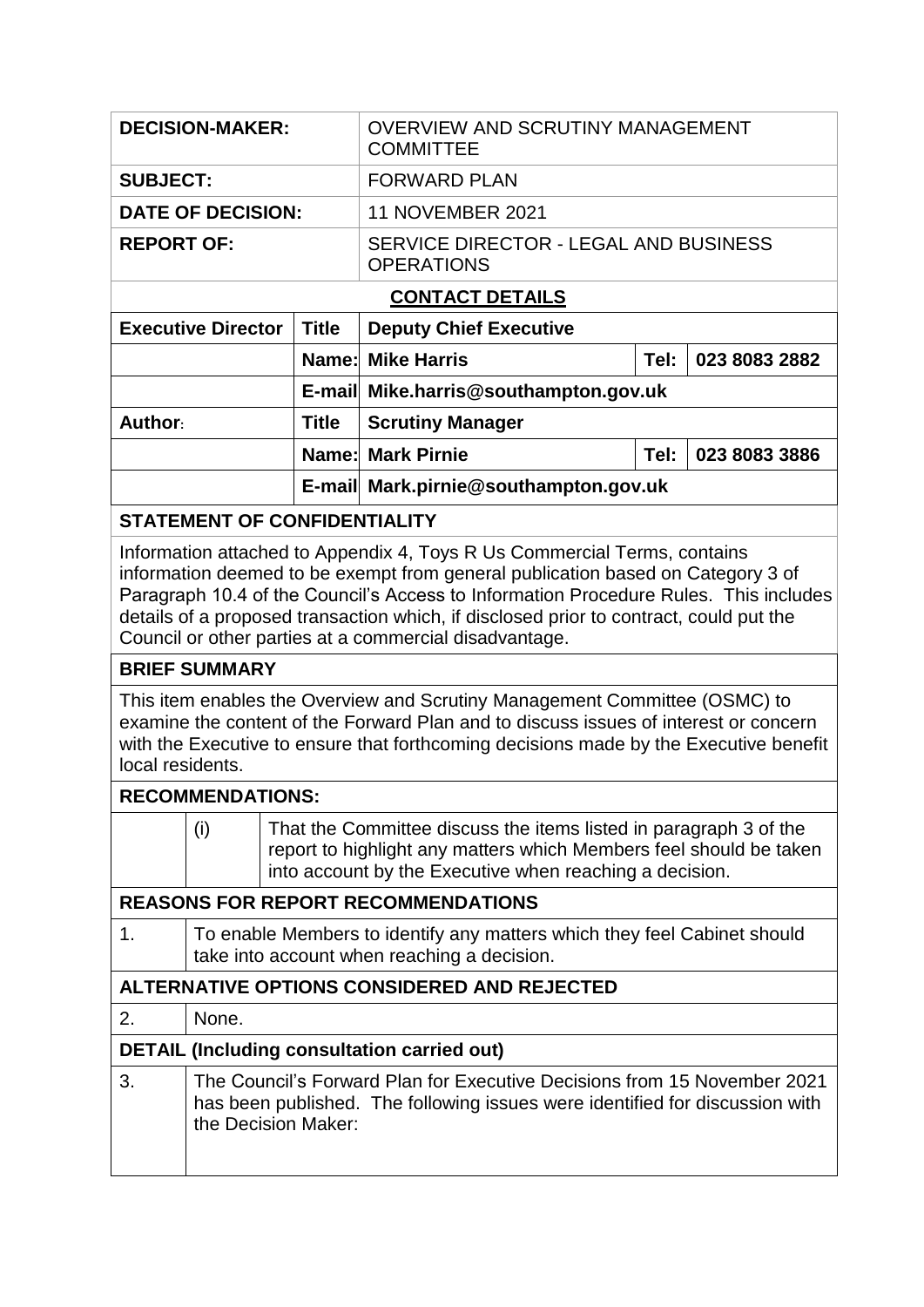| | |
|---|---|
| **DECISION-MAKER:** | OVERVIEW AND SCRUTINY MANAGEMENT COMMITTEE |
| **SUBJECT:** | FORWARD PLAN |
| **DATE OF DECISION:** | 11 NOVEMBER 2021 |
| **REPORT OF:** | SERVICE DIRECTOR - LEGAL AND BUSINESS OPERATIONS |

**CONTACT DETAILS**

| | | | | |
|---|---|---|---|---|
| **Executive Director** | **Title** | **Deputy Chief Executive** | | |
| | **Name:** | **Mike Harris** | **Tel:** | **023 8083 2882** |
| | **E-mail** | **Mike.harris@southampton.gov.uk** | | |
| **Author:** | **Title** | **Scrutiny Manager** | | |
| | **Name:** | **Mark Pirnie** | **Tel:** | **023 8083 3886** |
| | **E-mail** | **Mark.pirnie@southampton.gov.uk** | | |

**STATEMENT OF CONFIDENTIALITY**

Information attached to Appendix 4, Toys R Us Commercial Terms, contains information deemed to be exempt from general publication based on Category 3 of Paragraph 10.4 of the Council's Access to Information Procedure Rules. This includes details of a proposed transaction which, if disclosed prior to contract, could put the Council or other parties at a commercial disadvantage.

**BRIEF SUMMARY**

This item enables the Overview and Scrutiny Management Committee (OSMC) to examine the content of the Forward Plan and to discuss issues of interest or concern with the Executive to ensure that forthcoming decisions made by the Executive benefit local residents.

**RECOMMENDATIONS:**

| | |
|---|---|
| (i) | That the Committee discuss the items listed in paragraph 3 of the report to highlight any matters which Members feel should be taken into account by the Executive when reaching a decision. |

**REASONS FOR REPORT RECOMMENDATIONS**

| | |
|---|---|
| 1. | To enable Members to identify any matters which they feel Cabinet should take into account when reaching a decision. |

**ALTERNATIVE OPTIONS CONSIDERED AND REJECTED**

| | |
|---|---|
| 2. | None. |

**DETAIL (Including consultation carried out)**

| | |
|---|---|
| 3. | The Council's Forward Plan for Executive Decisions from 15 November 2021 has been published. The following issues were identified for discussion with the Decision Maker: |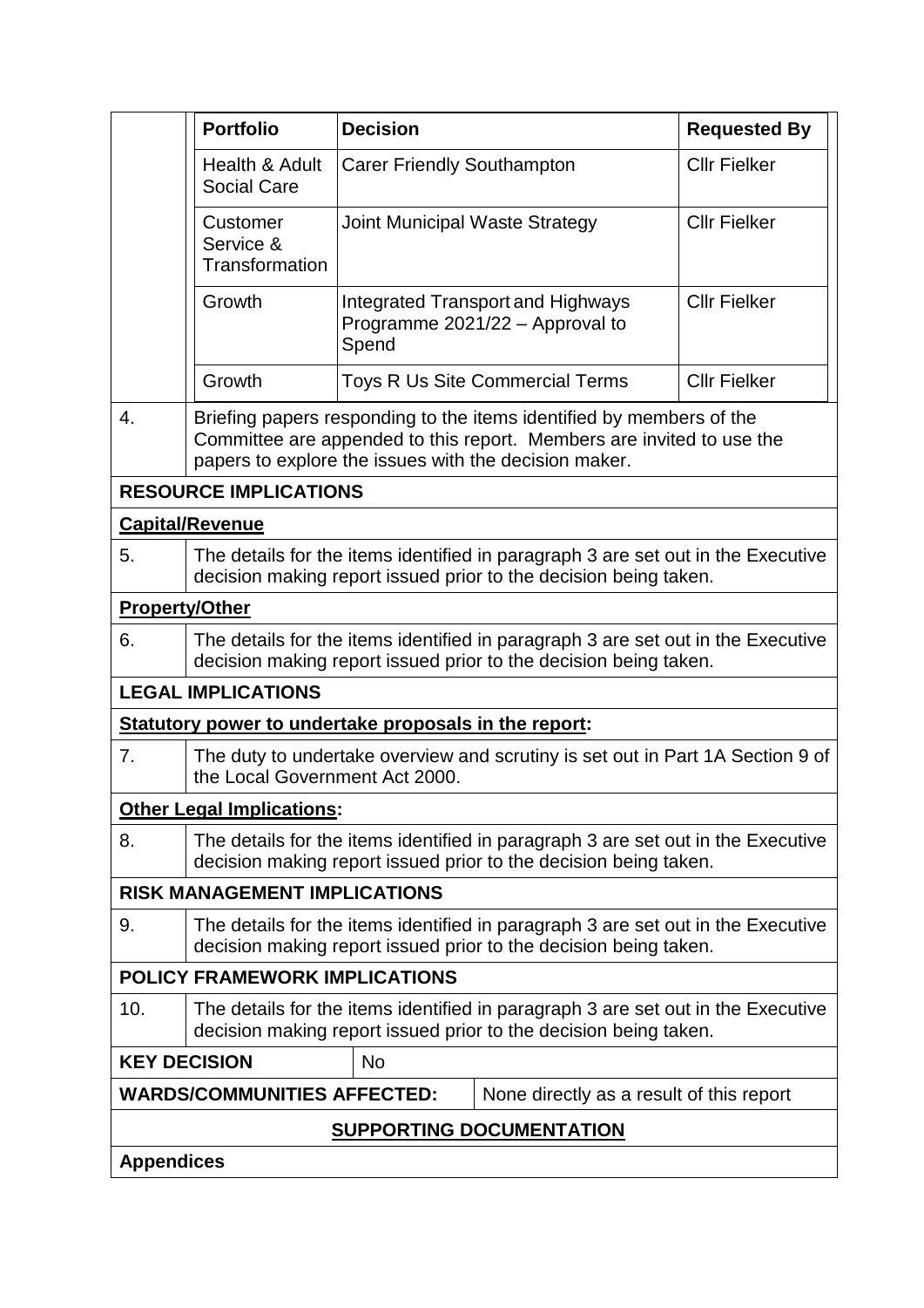| Portfolio | Decision | Requested By |
|---|---|---|
| Health & Adult Social Care | Carer Friendly Southampton | Cllr Fielker |
| Customer Service & Transformation | Joint Municipal Waste Strategy | Cllr Fielker |
| Growth | Integrated Transport and Highways Programme 2021/22 – Approval to Spend | Cllr Fielker |
| Growth | Toys R Us Site Commercial Terms | Cllr Fielker |

4. Briefing papers responding to the items identified by members of the Committee are appended to this report. Members are invited to use the papers to explore the issues with the decision maker.

## RESOURCE IMPLICATIONS

**Capital/Revenue**

5. The details for the items identified in paragraph 3 are set out in the Executive decision making report issued prior to the decision being taken.

**Property/Other**

6. The details for the items identified in paragraph 3 are set out in the Executive decision making report issued prior to the decision being taken.

## LEGAL IMPLICATIONS

**Statutory power to undertake proposals in the report:**

7. The duty to undertake overview and scrutiny is set out in Part 1A Section 9 of the Local Government Act 2000.

**Other Legal Implications:**

8. The details for the items identified in paragraph 3 are set out in the Executive decision making report issued prior to the decision being taken.

## RISK MANAGEMENT IMPLICATIONS

9. The details for the items identified in paragraph 3 are set out in the Executive decision making report issued prior to the decision being taken.

## POLICY FRAMEWORK IMPLICATIONS

10. The details for the items identified in paragraph 3 are set out in the Executive decision making report issued prior to the decision being taken.

| | |
|---|---|
| **KEY DECISION** | No |
| **WARDS/COMMUNITIES AFFECTED:** | None directly as a result of this report |

## SUPPORTING DOCUMENTATION

**Appendices**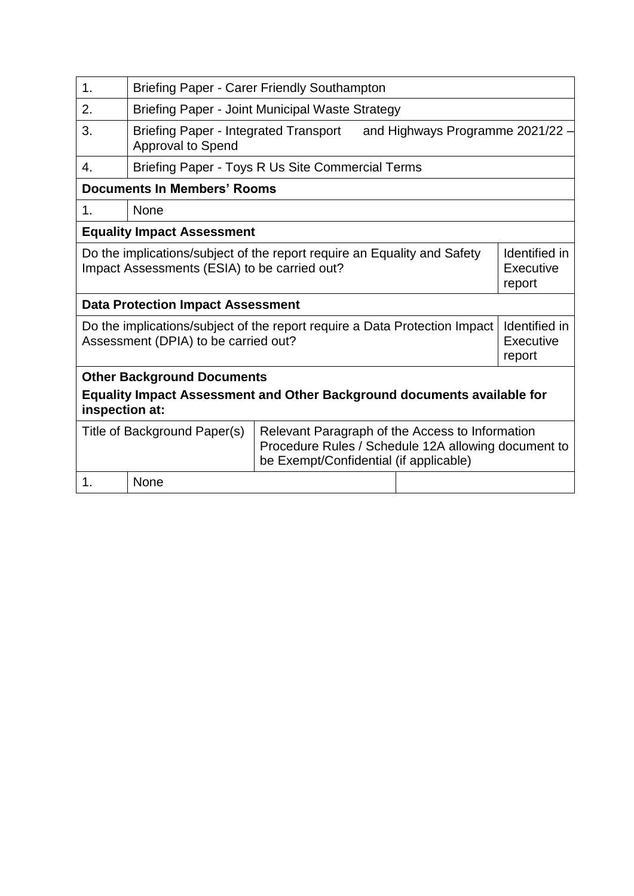| | | | |
|---|---|---|---|
| 1. | Briefing Paper - Carer Friendly Southampton | | |
| 2. | Briefing Paper - Joint Municipal Waste Strategy | | |
| 3. | Briefing Paper - Integrated Transport and Highways Programme 2021/22 – Approval to Spend | | |
| 4. | Briefing Paper - Toys R Us Site Commercial Terms | | |
| **Documents In Members' Rooms** | | | |
| 1. | None | | |
| **Equality Impact Assessment** | | | |
| Do the implications/subject of the report require an Equality and Safety Impact Assessments (ESIA) to be carried out? | | | Identified in Executive report |
| **Data Protection Impact Assessment** | | | |
| Do the implications/subject of the report require a Data Protection Impact Assessment (DPIA) to be carried out? | | | Identified in Executive report |
| **Other Background Documents**<br>**Equality Impact Assessment and Other Background documents available for inspection at:** | | | |
| Title of Background Paper(s) | | Relevant Paragraph of the Access to Information Procedure Rules / Schedule 12A allowing document to be Exempt/Confidential (if applicable) | |
| 1. | None | | |